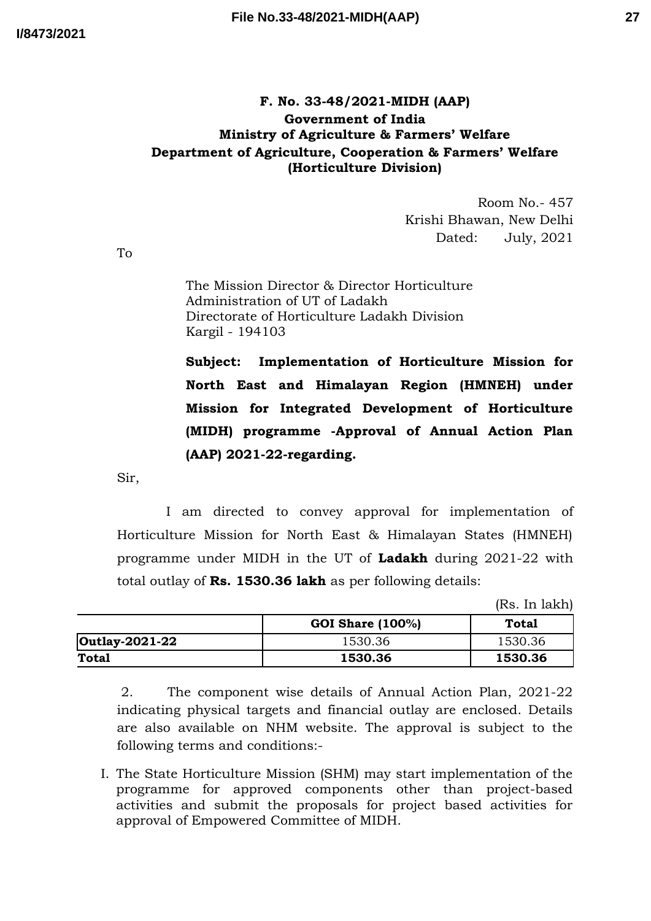**F. No. 33-48/2021-MIDH (AAP)**
**Government of India**
**Ministry of Agriculture & Farmers' Welfare**
**Department of Agriculture, Cooperation & Farmers' Welfare**
**(Horticulture Division)**

Room No.- 457
Krishi Bhawan, New Delhi
Dated: July, 2021

To

The Mission Director & Director Horticulture
Administration of UT of Ladakh
Directorate of Horticulture Ladakh Division
Kargil - 194103

**Subject: Implementation of Horticulture Mission for North East and Himalayan Region (HMNEH) under Mission for Integrated Development of Horticulture (MIDH) programme -Approval of Annual Action Plan (AAP) 2021-22-regarding.**

Sir,

I am directed to convey approval for implementation of Horticulture Mission for North East & Himalayan States (HMNEH) programme under MIDH in the UT of **Ladakh** during 2021-22 with total outlay of **Rs. 1530.36 lakh** as per following details:

(Rs. In lakh)

| | GOI Share (100%) | Total |
|---|---|---|
| **Outlay-2021-22** | 1530.36 | 1530.36 |
| **Total** | **1530.36** | **1530.36** |

2. The component wise details of Annual Action Plan, 2021-22 indicating physical targets and financial outlay are enclosed. Details are also available on NHM website. The approval is subject to the following terms and conditions:-

I. The State Horticulture Mission (SHM) may start implementation of the programme for approved components other than project-based activities and submit the proposals for project based activities for approval of Empowered Committee of MIDH.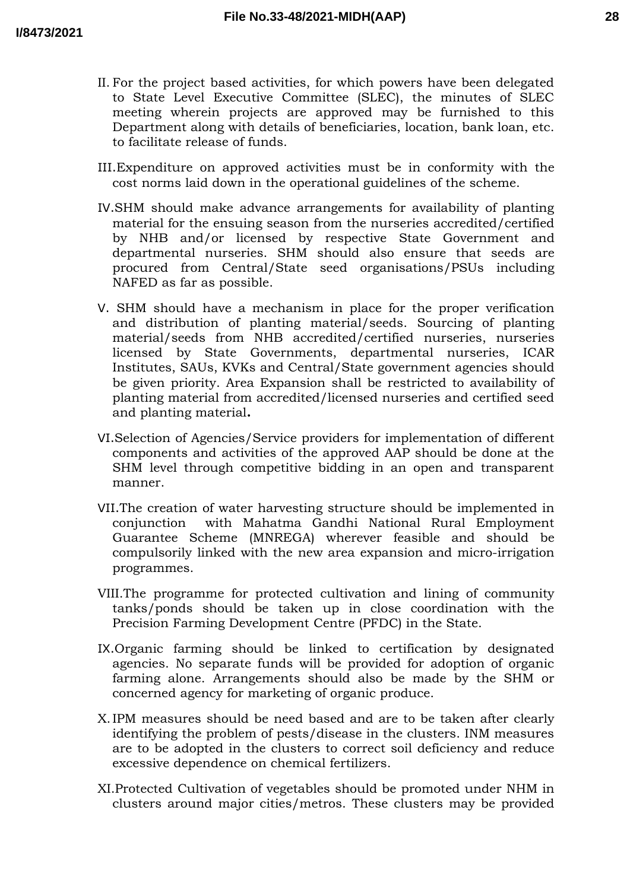II. For the project based activities, for which powers have been delegated to State Level Executive Committee (SLEC), the minutes of SLEC meeting wherein projects are approved may be furnished to this Department along with details of beneficiaries, location, bank loan, etc. to facilitate release of funds.

III. Expenditure on approved activities must be in conformity with the cost norms laid down in the operational guidelines of the scheme.

IV. SHM should make advance arrangements for availability of planting material for the ensuing season from the nurseries accredited/certified by NHB and/or licensed by respective State Government and departmental nurseries. SHM should also ensure that seeds are procured from Central/State seed organisations/PSUs including NAFED as far as possible.

V. SHM should have a mechanism in place for the proper verification and distribution of planting material/seeds. Sourcing of planting material/seeds from NHB accredited/certified nurseries, nurseries licensed by State Governments, departmental nurseries, ICAR Institutes, SAUs, KVKs and Central/State government agencies should be given priority. Area Expansion shall be restricted to availability of planting material from accredited/licensed nurseries and certified seed and planting material**.**

VI. Selection of Agencies/Service providers for implementation of different components and activities of the approved AAP should be done at the SHM level through competitive bidding in an open and transparent manner.

VII. The creation of water harvesting structure should be implemented in conjunction with Mahatma Gandhi National Rural Employment Guarantee Scheme (MNREGA) wherever feasible and should be compulsorily linked with the new area expansion and micro-irrigation programmes.

VIII. The programme for protected cultivation and lining of community tanks/ponds should be taken up in close coordination with the Precision Farming Development Centre (PFDC) in the State.

IX. Organic farming should be linked to certification by designated agencies. No separate funds will be provided for adoption of organic farming alone. Arrangements should also be made by the SHM or concerned agency for marketing of organic produce.

X. IPM measures should be need based and are to be taken after clearly identifying the problem of pests/disease in the clusters. INM measures are to be adopted in the clusters to correct soil deficiency and reduce excessive dependence on chemical fertilizers.

XI. Protected Cultivation of vegetables should be promoted under NHM in clusters around major cities/metros. These clusters may be provided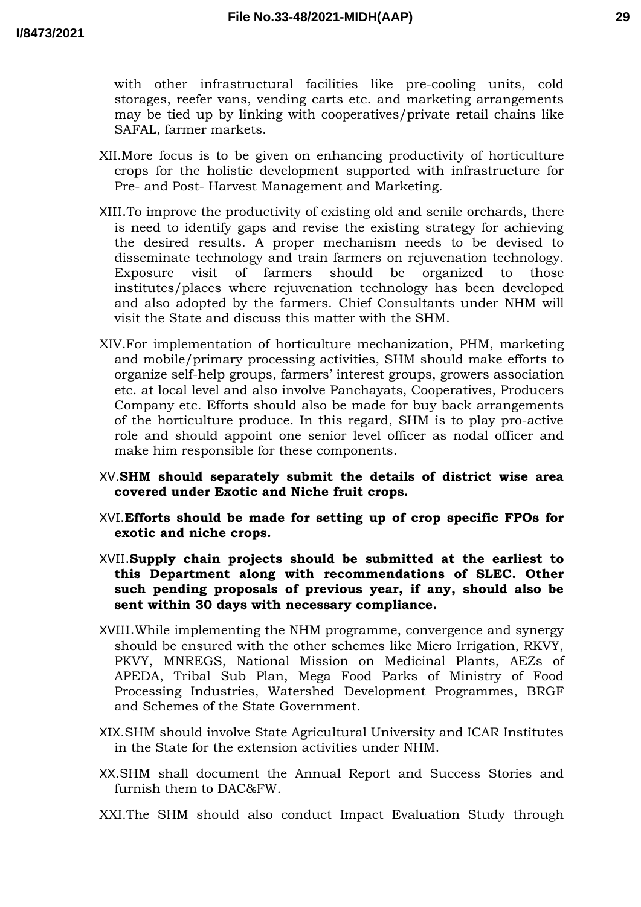with other infrastructural facilities like pre-cooling units, cold storages, reefer vans, vending carts etc. and marketing arrangements may be tied up by linking with cooperatives/private retail chains like SAFAL, farmer markets.

XII. More focus is to be given on enhancing productivity of horticulture crops for the holistic development supported with infrastructure for Pre- and Post- Harvest Management and Marketing.

XIII. To improve the productivity of existing old and senile orchards, there is need to identify gaps and revise the existing strategy for achieving the desired results. A proper mechanism needs to be devised to disseminate technology and train farmers on rejuvenation technology. Exposure visit of farmers should be organized to those institutes/places where rejuvenation technology has been developed and also adopted by the farmers. Chief Consultants under NHM will visit the State and discuss this matter with the SHM.

XIV. For implementation of horticulture mechanization, PHM, marketing and mobile/primary processing activities, SHM should make efforts to organize self-help groups, farmers' interest groups, growers association etc. at local level and also involve Panchayats, Cooperatives, Producers Company etc. Efforts should also be made for buy back arrangements of the horticulture produce. In this regard, SHM is to play pro-active role and should appoint one senior level officer as nodal officer and make him responsible for these components.

XV. **SHM should separately submit the details of district wise area covered under Exotic and Niche fruit crops.**

XVI. **Efforts should be made for setting up of crop specific FPOs for exotic and niche crops.**

XVII. **Supply chain projects should be submitted at the earliest to this Department along with recommendations of SLEC. Other such pending proposals of previous year, if any, should also be sent within 30 days with necessary compliance.**

XVIII. While implementing the NHM programme, convergence and synergy should be ensured with the other schemes like Micro Irrigation, RKVY, PKVY, MNREGS, National Mission on Medicinal Plants, AEZs of APEDA, Tribal Sub Plan, Mega Food Parks of Ministry of Food Processing Industries, Watershed Development Programmes, BRGF and Schemes of the State Government.

XIX. SHM should involve State Agricultural University and ICAR Institutes in the State for the extension activities under NHM.

XX. SHM shall document the Annual Report and Success Stories and furnish them to DAC&FW.

XXI. The SHM should also conduct Impact Evaluation Study through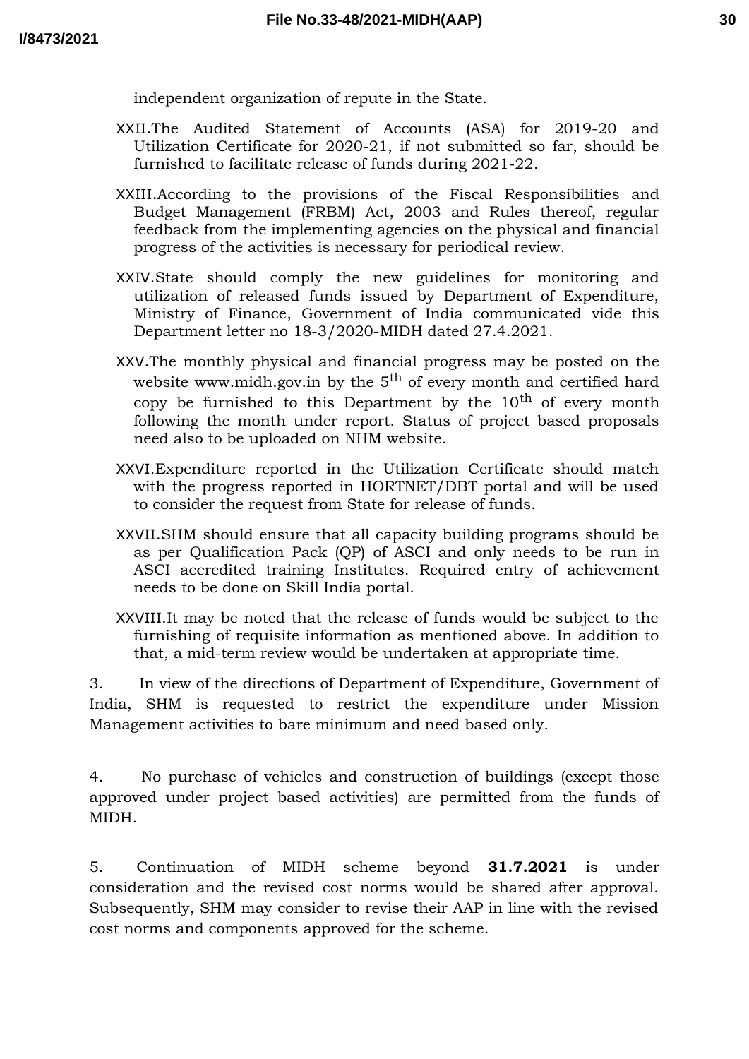independent organization of repute in the State.

XXII. The Audited Statement of Accounts (ASA) for 2019-20 and Utilization Certificate for 2020-21, if not submitted so far, should be furnished to facilitate release of funds during 2021-22.

XXIII. According to the provisions of the Fiscal Responsibilities and Budget Management (FRBM) Act, 2003 and Rules thereof, regular feedback from the implementing agencies on the physical and financial progress of the activities is necessary for periodical review.

XXIV. State should comply the new guidelines for monitoring and utilization of released funds issued by Department of Expenditure, Ministry of Finance, Government of India communicated vide this Department letter no 18-3/2020-MIDH dated 27.4.2021.

XXV. The monthly physical and financial progress may be posted on the website www.midh.gov.in by the 5th of every month and certified hard copy be furnished to this Department by the 10th of every month following the month under report. Status of project based proposals need also to be uploaded on NHM website.

XXVI. Expenditure reported in the Utilization Certificate should match with the progress reported in HORTNET/DBT portal and will be used to consider the request from State for release of funds.

XXVII. SHM should ensure that all capacity building programs should be as per Qualification Pack (QP) of ASCI and only needs to be run in ASCI accredited training Institutes. Required entry of achievement needs to be done on Skill India portal.

XXVIII. It may be noted that the release of funds would be subject to the furnishing of requisite information as mentioned above. In addition to that, a mid-term review would be undertaken at appropriate time.

3. In view of the directions of Department of Expenditure, Government of India, SHM is requested to restrict the expenditure under Mission Management activities to bare minimum and need based only.

4. No purchase of vehicles and construction of buildings (except those approved under project based activities) are permitted from the funds of MIDH.

5. Continuation of MIDH scheme beyond **31.7.2021** is under consideration and the revised cost norms would be shared after approval. Subsequently, SHM may consider to revise their AAP in line with the revised cost norms and components approved for the scheme.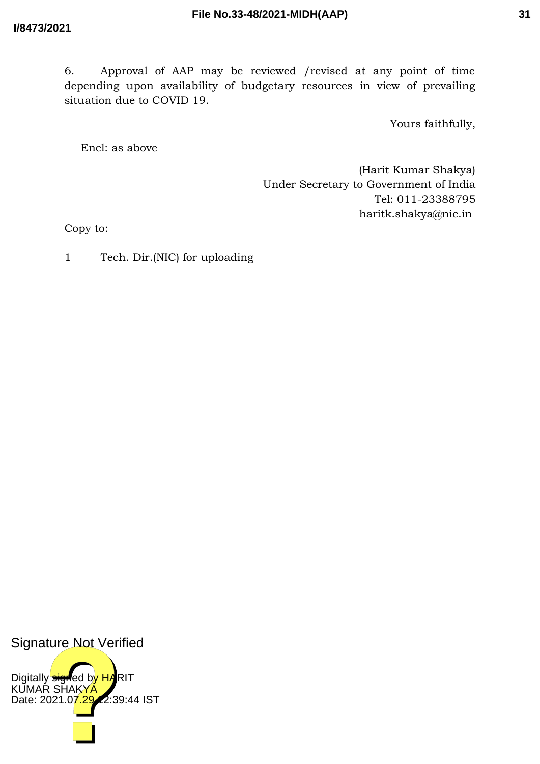6. Approval of AAP may be reviewed /revised at any point of time depending upon availability of budgetary resources in view of prevailing situation due to COVID 19.

Yours faithfully,

Encl: as above

(Harit Kumar Shakya)
Under Secretary to Government of India
Tel: 011-23388795
haritk.shakya@nic.in

Copy to:

1 Tech. Dir.(NIC) for uploading

Signature Not Verified

Digitally signed by HARIT KUMAR SHAKYA
Date: 2021.07.29 12:39:44 IST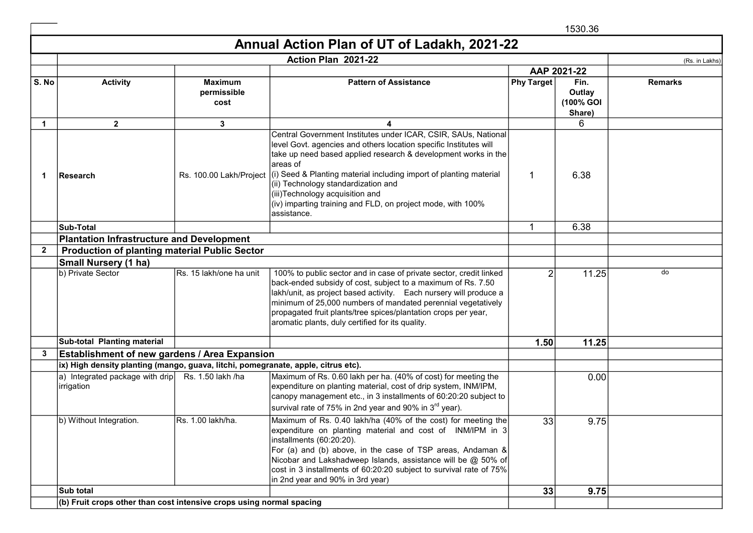1530.36

# Annual Action Plan of UT of Ladakh, 2021-22

| | Action Plan 2021-22 | | | | | (Rs. in Lakhs) |
|---|---|---|---|---|---|---|
| | | | | AAP 2021-22 | | |
| S. No | Activity | Maximum permissible cost | Pattern of Assistance | Phy Target | Fin. Outlay (100% GOI Share) | Remarks |
| 1 | 2 | 3 | 4 | | 6 | |
| 1 | Research | Rs. 100.00 Lakh/Project | Central Government Institutes under ICAR, CSIR, SAUs, National level Govt. agencies and others location specific Institutes will take up need based applied research & development works in the areas of (i) Seed & Planting material including import of planting material (ii) Technology standardization and (iii)Technology acquisition and (iv) imparting training and FLD, on project mode, with 100% assistance. | 1 | 6.38 | |
| | Sub-Total | | | 1 | 6.38 | |
| | **Plantation Infrastructure and Development** | | | | | |
| 2 | **Production of planting material Public Sector** | | | | | |
| | **Small Nursery (1 ha)** | | | | | |
| | b) Private Sector | Rs. 15 lakh/one ha unit | 100% to public sector and in case of private sector, credit linked back-ended subsidy of cost, subject to a maximum of Rs. 7.50 lakh/unit, as project based activity. Each nursery will produce a minimum of 25,000 numbers of mandated perennial vegetatively propagated fruit plants/tree spices/plantation crops per year, aromatic plants, duly certified for its quality. | 2 | 11.25 | do |
| | **Sub-total Planting material** | | | **1.50** | **11.25** | |
| 3 | **Establishment of new gardens / Area Expansion** | | | | | |
| | **ix) High density planting (mango, guava, litchi, pomegranate, apple, citrus etc).** | | | | | |
| | a) Integrated package with drip irrigation | Rs. 1.50 lakh /ha | Maximum of Rs. 0.60 lakh per ha. (40% of cost) for meeting the expenditure on planting material, cost of drip system, INM/IPM, canopy management etc., in 3 installments of 60:20:20 subject to survival rate of 75% in 2nd year and 90% in 3rd year). | | 0.00 | |
| | b) Without Integration. | Rs. 1.00 lakh/ha. | Maximum of Rs. 0.40 lakh/ha (40% of the cost) for meeting the expenditure on planting material and cost of INM/IPM in 3 installments (60:20:20). For (a) and (b) above, in the case of TSP areas, Andaman & Nicobar and Lakshadweep Islands, assistance will be @ 50% of cost in 3 installments of 60:20:20 subject to survival rate of 75% in 2nd year and 90% in 3rd year) | 33 | 9.75 | |
| | **Sub total** | | | **33** | **9.75** | |
| | **(b) Fruit crops other than cost intensive crops using normal spacing** | | | | | |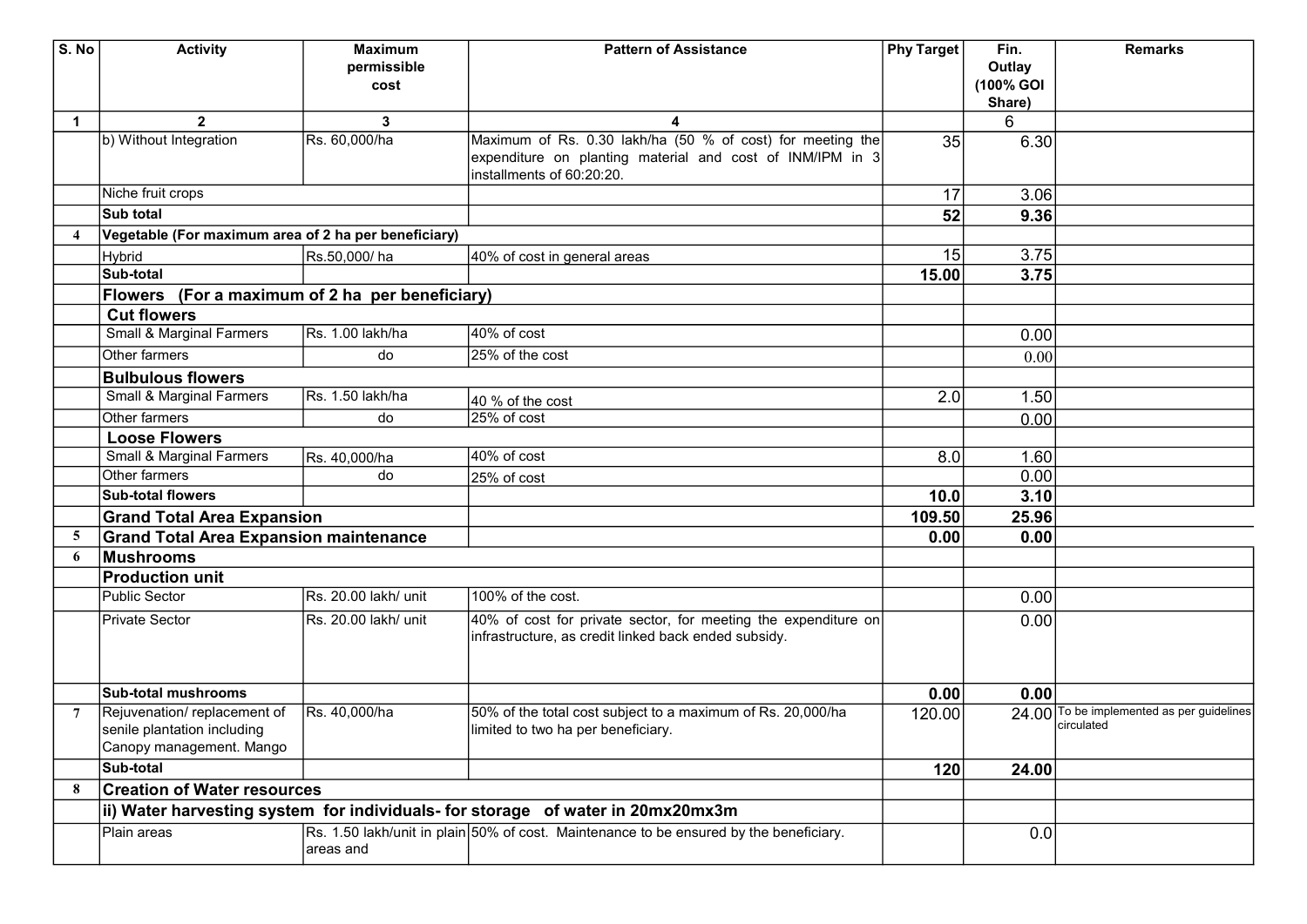| S. No | Activity | Maximum permissible cost | Pattern of Assistance | Phy Target | Fin. Outlay (100% GOI Share) | Remarks |
|---|---|---|---|---|---|---|
| 1 | 2 | 3 | 4 | | 6 | |
| | b) Without Integration | Rs. 60,000/ha | Maximum of Rs. 0.30 lakh/ha (50 % of cost) for meeting the expenditure on planting material and cost of INM/IPM in 3 installments of 60:20:20. | 35 | 6.30 | |
| | Niche fruit crops | | | 17 | 3.06 | |
| | **Sub total** | | | **52** | **9.36** | |
| 4 | **Vegetable (For maximum area of 2 ha per beneficiary)** | | | | | |
| | Hybrid | Rs.50,000/ ha | 40% of cost in general areas | 15 | 3.75 | |
| | **Sub-total** | | | **15.00** | **3.75** | |
| | **Flowers (For a maximum of 2 ha per beneficiary)** | | | | | |
| | **Cut flowers** | | | | | |
| | Small & Marginal Farmers | Rs. 1.00 lakh/ha | 40% of cost | | 0.00 | |
| | Other farmers | do | 25% of the cost | | 0.00 | |
| | **Bulbulous flowers** | | | | | |
| | Small & Marginal Farmers | Rs. 1.50 lakh/ha | 40 % of the cost | 2.0 | 1.50 | |
| | Other farmers | do | 25% of cost | | 0.00 | |
| | **Loose Flowers** | | | | | |
| | Small & Marginal Farmers | Rs. 40,000/ha | 40% of cost | 8.0 | 1.60 | |
| | Other farmers | do | 25% of cost | | 0.00 | |
| | **Sub-total flowers** | | | **10.0** | **3.10** | |
| | **Grand Total Area Expansion** | | | **109.50** | **25.96** | |
| 5 | **Grand Total Area Expansion maintenance** | | | **0.00** | **0.00** | |
| 6 | **Mushrooms** | | | | | |
| | **Production unit** | | | | | |
| | Public Sector | Rs. 20.00 lakh/ unit | 100% of the cost. | | 0.00 | |
| | Private Sector | Rs. 20.00 lakh/ unit | 40% of cost for private sector, for meeting the expenditure on infrastructure, as credit linked back ended subsidy. | | 0.00 | |
| | **Sub-total mushrooms** | | | **0.00** | **0.00** | |
| 7 | Rejuvenation/ replacement of senile plantation including Canopy management. Mango | Rs. 40,000/ha | 50% of the total cost subject to a maximum of Rs. 20,000/ha limited to two ha per beneficiary. | 120.00 | 24.00 | To be implemented as per guidelines circulated |
| | **Sub-total** | | | **120** | **24.00** | |
| 8 | **Creation of Water resources** | | | | | |
| | **ii) Water harvesting system for individuals- for storage of water in 20mx20mx3m** | | | | | |
| | Plain areas | Rs. 1.50 lakh/unit in plain areas and | 50% of cost. Maintenance to be ensured by the beneficiary. | | 0.0 | |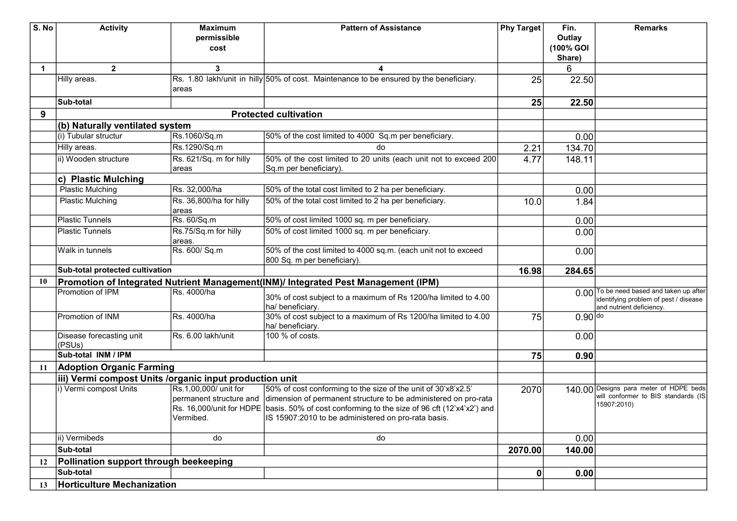| S. No | Activity | Maximum permissible cost | Pattern of Assistance | Phy Target | Fin. Outlay (100% GOI Share) | Remarks |
|---|---|---|---|---|---|---|
| 1 | 2 | 3 | 4 | | 6 | |
| | Hilly areas. | Rs. 1.80 lakh/unit in hilly areas | 50% of cost. Maintenance to be ensured by the beneficiary. | 25 | 22.50 | |
| | **Sub-total** | | | **25** | **22.50** | |
| **9** | **Protected cultivation** | | | | | |
| | **(b) Naturally ventilated system** | | | | | |
| | (i) Tubular structur | Rs.1060/Sq.m | 50% of the cost limited to 4000 Sq.m per beneficiary. | | 0.00 | |
| | Hilly areas. | Rs.1290/Sq.m | do | 2.21 | 134.70 | |
| | ii) Wooden structure | Rs. 621/Sq. m for hilly areas | 50% of the cost limited to 20 units (each unit not to exceed 200 Sq.m per beneficiary). | 4.77 | 148.11 | |
| | **c) Plastic Mulching** | | | | | |
| | Plastic Mulching | Rs. 32,000/ha | 50% of the total cost limited to 2 ha per beneficiary. | | 0.00 | |
| | Plastic Mulching | Rs. 36,800/ha for hilly areas | 50% of the total cost limited to 2 ha per beneficiary. | 10.0 | 1.84 | |
| | Plastic Tunnels | Rs. 60/Sq.m | 50% of cost limited 1000 sq. m per beneficiary. | | 0.00 | |
| | Plastic Tunnels | Rs.75/Sq.m for hilly areas. | 50% of cost limited 1000 sq. m per beneficiary. | | 0.00 | |
| | Walk in tunnels | Rs. 600/ Sq.m | 50% of the cost limited to 4000 sq.m. (each unit not to exceed 800 Sq. m per beneficiary). | | 0.00 | |
| | **Sub-total protected cultivation** | | | **16.98** | **284.65** | |
| **10** | **Promotion of Integrated Nutrient Management(INM)/ Integrated Pest Management (IPM)** | | | | | |
| | Promotion of IPM | Rs. 4000/ha | 30% of cost subject to a maximum of Rs 1200/ha limited to 4.00 ha/ beneficiary. | | 0.00 | To be need based and taken up after identifying problem of pest / disease and nutrient deficiency. |
| | Promotion of INM | Rs. 4000/ha | 30% of cost subject to a maximum of Rs 1200/ha limited to 4.00 ha/ beneficiary. | 75 | 0.90 | do |
| | Disease forecasting unit (PSUs) | Rs. 6.00 lakh/unit | 100 % of costs. | | 0.00 | |
| | **Sub-total INM / IPM** | | | **75** | **0.90** | |
| **11** | **Adoption Organic Farming** | | | | | |
| | **iii) Vermi compost Units /organic input production unit** | | | | | |
| | i) Vermi compost Units | Rs.1,00,000/ unit for permanent structure and Rs. 16,000/unit for HDPE Vermibed. | 50% of cost conforming to the size of the unit of 30'x8'x2.5' dimension of permanent structure to be administered on pro-rata basis. 50% of cost conforming to the size of 96 cft (12'x4'x2') and IS 15907:2010 to be administered on pro-rata basis. | 2070 | 140.00 | Designs para meter of HDPE beds will conformer to BIS standards (IS 15907:2010) |
| | ii) Vermibeds | do | do | | 0.00 | |
| | **Sub-total** | | | **2070.00** | **140.00** | |
| **12** | **Pollination support through beekeeping** | | | | | |
| | **Sub-total** | | | **0** | **0.00** | |
| **13** | **Horticulture Mechanization** | | | | | |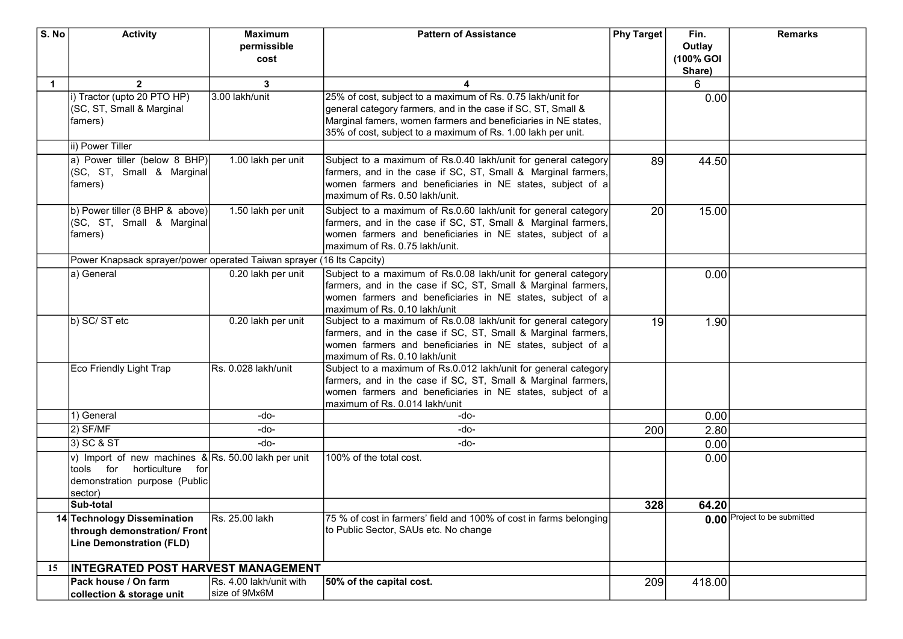| S. No | Activity | Maximum permissible cost | Pattern of Assistance | Phy Target | Fin. Outlay (100% GOI Share) | Remarks |
|---|---|---|---|---|---|---|
| 1 | 2 | 3 | 4 | | 6 | |
| | i) Tractor (upto 20 PTO HP) (SC, ST, Small & Marginal famers) | 3.00 lakh/unit | 25% of cost, subject to a maximum of Rs. 0.75 lakh/unit for general category farmers, and in the case if SC, ST, Small & Marginal famers, women farmers and beneficiaries in NE states, 35% of cost, subject to a maximum of Rs. 1.00 lakh per unit. | | 0.00 | |
| | ii) Power Tiller | | | | | |
| | a) Power tiller (below 8 BHP) (SC, ST, Small & Marginal famers) | 1.00 lakh per unit | Subject to a maximum of Rs.0.40 lakh/unit for general category farmers, and in the case if SC, ST, Small & Marginal farmers, women farmers and beneficiaries in NE states, subject of a maximum of Rs. 0.50 lakh/unit. | 89 | 44.50 | |
| | b) Power tiller (8 BHP & above) (SC, ST, Small & Marginal famers) | 1.50 lakh per unit | Subject to a maximum of Rs.0.60 lakh/unit for general category farmers, and in the case if SC, ST, Small & Marginal farmers, women farmers and beneficiaries in NE states, subject of a maximum of Rs. 0.75 lakh/unit. | 20 | 15.00 | |
| | Power Knapsack sprayer/power operated Taiwan sprayer (16 lts Capcity) | | | | | |
| | a) General | 0.20 lakh per unit | Subject to a maximum of Rs.0.08 lakh/unit for general category farmers, and in the case if SC, ST, Small & Marginal farmers, women farmers and beneficiaries in NE states, subject of a maximum of Rs. 0.10 lakh/unit | | 0.00 | |
| | b) SC/ ST etc | 0.20 lakh per unit | Subject to a maximum of Rs.0.08 lakh/unit for general category farmers, and in the case if SC, ST, Small & Marginal farmers, women farmers and beneficiaries in NE states, subject of a maximum of Rs. 0.10 lakh/unit | 19 | 1.90 | |
| | Eco Friendly Light Trap | Rs. 0.028 lakh/unit | Subject to a maximum of Rs.0.012 lakh/unit for general category farmers, and in the case if SC, ST, Small & Marginal farmers, women farmers and beneficiaries in NE states, subject of a maximum of Rs. 0.014 lakh/unit | | | |
| | 1) General | -do- | -do- | | 0.00 | |
| | 2) SF/MF | -do- | -do- | 200 | 2.80 | |
| | 3) SC & ST | -do- | -do- | | 0.00 | |
| | v) Import of new machines & tools for horticulture for demonstration purpose (Public sector) | Rs. 50.00 lakh per unit | 100% of the total cost. | | 0.00 | |
| | **Sub-total** | | | **328** | **64.20** | |
| **14** | **Technology Dissemination through demonstration/ Front Line Demonstration (FLD)** | Rs. 25.00 lakh | 75 % of cost in farmers' field and 100% of cost in farms belonging to Public Sector, SAUs etc. No change | | **0.00** | Project to be submitted |
| **15** | **INTEGRATED POST HARVEST MANAGEMENT** | | | | | |
| | **Pack house / On farm collection & storage unit** | Rs. 4.00 lakh/unit with size of 9Mx6M | **50% of the capital cost.** | 209 | 418.00 | |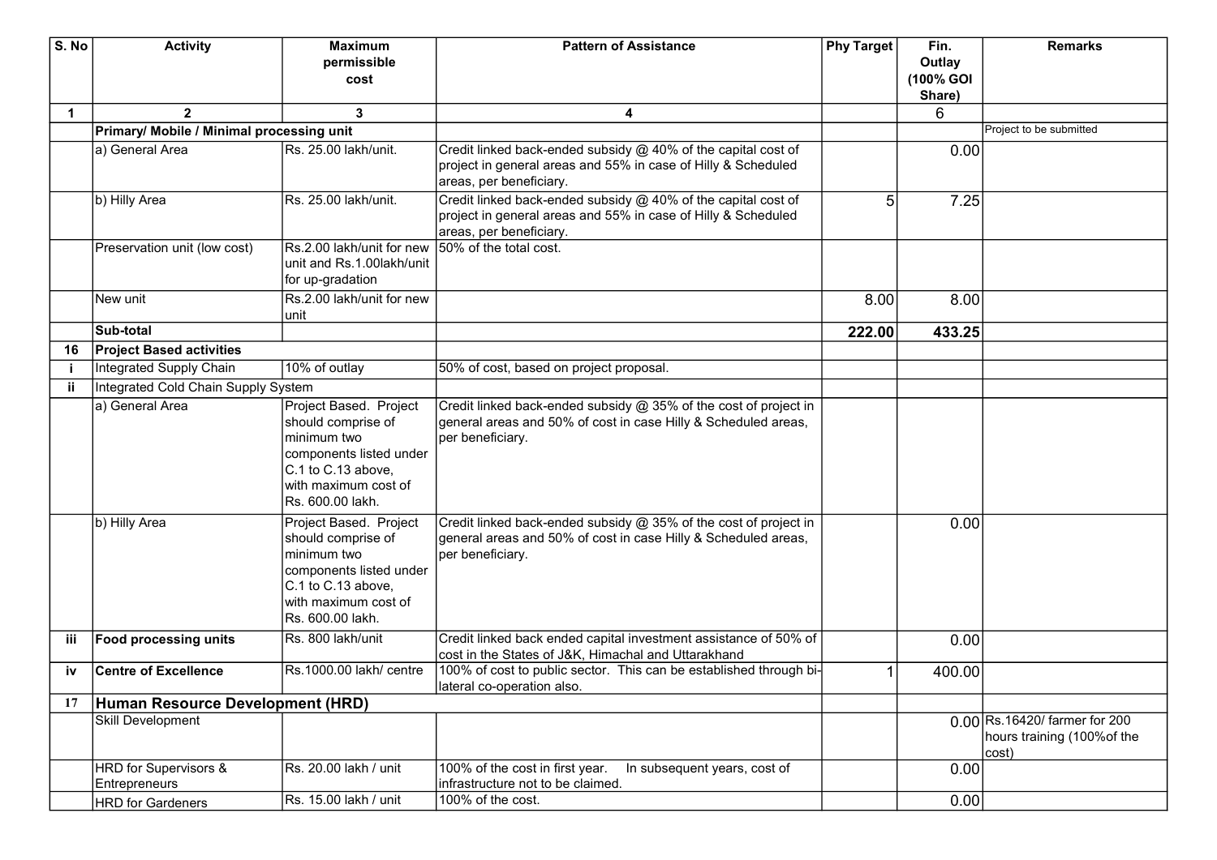| S. No | Activity | Maximum permissible cost | Pattern of Assistance | Phy Target | Fin. Outlay (100% GOI Share) | Remarks |
|---|---|---|---|---|---|---|
| 1 | 2 | 3 | 4 | | 6 | |
| | **Primary/ Mobile / Minimal processing unit** | | | | | Project to be submitted |
| | a) General Area | Rs. 25.00 lakh/unit. | Credit linked back-ended subsidy @ 40% of the capital cost of project in general areas and 55% in case of Hilly & Scheduled areas, per beneficiary. | | 0.00 | |
| | b) Hilly Area | Rs. 25.00 lakh/unit. | Credit linked back-ended subsidy @ 40% of the capital cost of project in general areas and 55% in case of Hilly & Scheduled areas, per beneficiary. | 5 | 7.25 | |
| | Preservation unit (low cost) | Rs.2.00 lakh/unit for new unit and Rs.1.00lakh/unit for up-gradation | 50% of the total cost. | | | |
| | New unit | Rs.2.00 lakh/unit for new unit | | 8.00 | 8.00 | |
| | **Sub-total** | | | **222.00** | **433.25** | |
| **16** | **Project Based activities** | | | | | |
| **i** | Integrated Supply Chain | 10% of outlay | 50% of cost, based on project proposal. | | | |
| **ii** | Integrated Cold Chain Supply System | | | | | |
| | a) General Area | Project Based. Project should comprise of minimum two components listed under C.1 to C.13 above, with maximum cost of Rs. 600.00 lakh. | Credit linked back-ended subsidy @ 35% of the cost of project in general areas and 50% of cost in case Hilly & Scheduled areas, per beneficiary. | | | |
| | b) Hilly Area | Project Based. Project should comprise of minimum two components listed under C.1 to C.13 above, with maximum cost of Rs. 600.00 lakh. | Credit linked back-ended subsidy @ 35% of the cost of project in general areas and 50% of cost in case Hilly & Scheduled areas, per beneficiary. | | 0.00 | |
| **iii** | **Food processing units** | Rs. 800 lakh/unit | Credit linked back ended capital investment assistance of 50% of cost in the States of J&K, Himachal and Uttarakhand | | 0.00 | |
| **iv** | **Centre of Excellence** | Rs.1000.00 lakh/ centre | 100% of cost to public sector. This can be established through bi-lateral co-operation also. | 1 | 400.00 | |
| **17** | **Human Resource Development (HRD)** | | | | | |
| | Skill Development | | | | 0.00 | Rs.16420/ farmer for 200 hours training (100%of the cost) |
| | HRD for Supervisors & Entrepreneurs | Rs. 20.00 lakh / unit | 100% of the cost in first year. In subsequent years, cost of infrastructure not to be claimed. | | 0.00 | |
| | HRD for Gardeners | Rs. 15.00 lakh / unit | 100% of the cost. | | 0.00 | |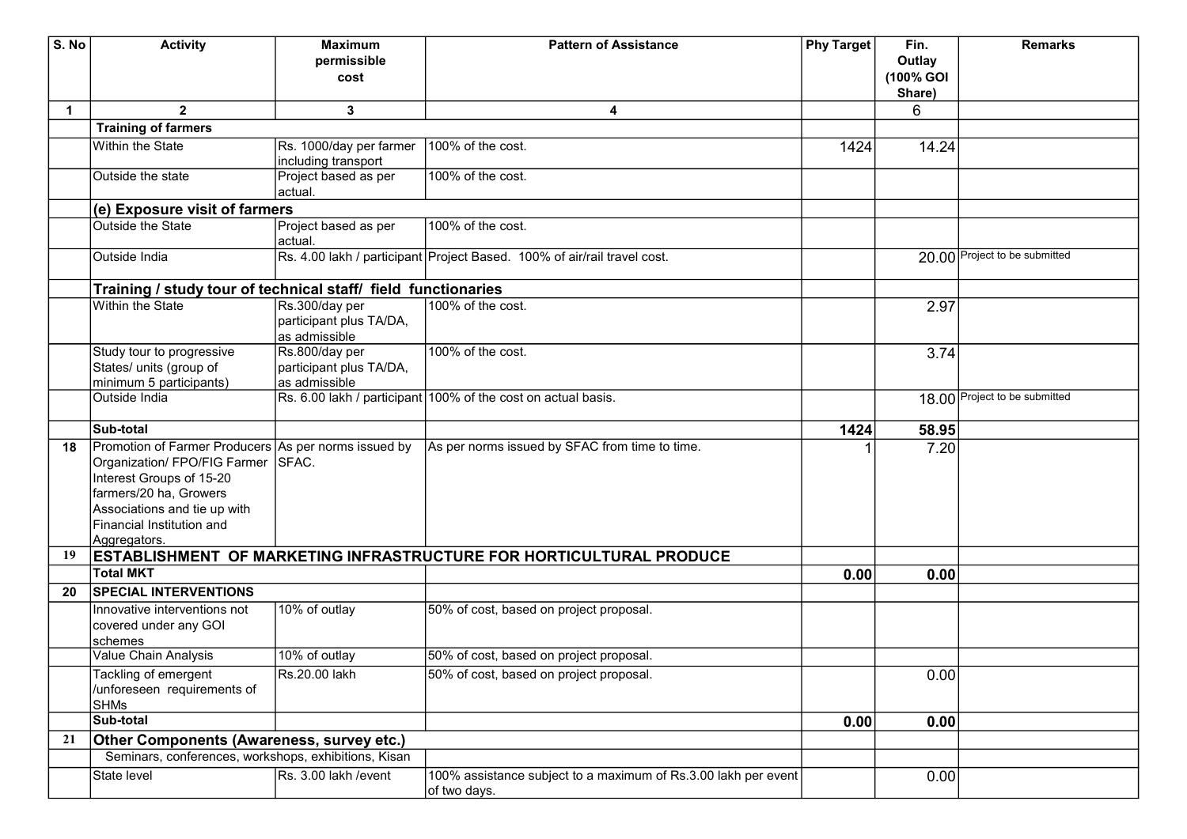| S. No | Activity | Maximum permissible cost | Pattern of Assistance | Phy Target | Fin. Outlay (100% GOI Share) | Remarks |
|---|---|---|---|---|---|---|
| 1 | 2 | 3 | 4 | | 6 | |
| | **Training of farmers** | | | | | |
| | Within the State | Rs. 1000/day per farmer including transport | 100% of the cost. | 1424 | 14.24 | |
| | Outside the state | Project based as per actual. | 100% of the cost. | | | |
| | **(e) Exposure visit of farmers** | | | | | |
| | Outside the State | Project based as per actual. | 100% of the cost. | | | |
| | Outside India | Rs. 4.00 lakh / participant | Project Based. 100% of air/rail travel cost. | | 20.00 | Project to be submitted |
| | **Training / study tour of technical staff/ field functionaries** | | | | | |
| | Within the State | Rs.300/day per participant plus TA/DA, as admissible | 100% of the cost. | | 2.97 | |
| | Study tour to progressive States/ units (group of minimum 5 participants) | Rs.800/day per participant plus TA/DA, as admissible | 100% of the cost. | | 3.74 | |
| | Outside India | Rs. 6.00 lakh / participant | 100% of the cost on actual basis. | | 18.00 | Project to be submitted |
| | **Sub-total** | | | **1424** | **58.95** | |
| **18** | Promotion of Farmer Producers Organization/ FPO/FIG Farmer Interest Groups of 15-20 farmers/20 ha, Growers Associations and tie up with Financial Institution and Aggregators. | As per norms issued by SFAC. | As per norms issued by SFAC from time to time. | 1 | 7.20 | |
| **19** | **ESTABLISHMENT OF MARKETING INFRASTRUCTURE FOR HORTICULTURAL PRODUCE** | | | | | |
| | **Total MKT** | | | **0.00** | **0.00** | |
| **20** | **SPECIAL INTERVENTIONS** | | | | | |
| | Innovative interventions not covered under any GOI schemes | 10% of outlay | 50% of cost, based on project proposal. | | | |
| | Value Chain Analysis | 10% of outlay | 50% of cost, based on project proposal. | | | |
| | Tackling of emergent /unforeseen requirements of SHMs | Rs.20.00 lakh | 50% of cost, based on project proposal. | | 0.00 | |
| | **Sub-total** | | | **0.00** | **0.00** | |
| **21** | **Other Components (Awareness, survey etc.)** | | | | | |
| | Seminars, conferences, workshops, exhibitions, Kisan | | | | | |
| | State level | Rs. 3.00 lakh /event | 100% assistance subject to a maximum of Rs.3.00 lakh per event of two days. | | 0.00 | |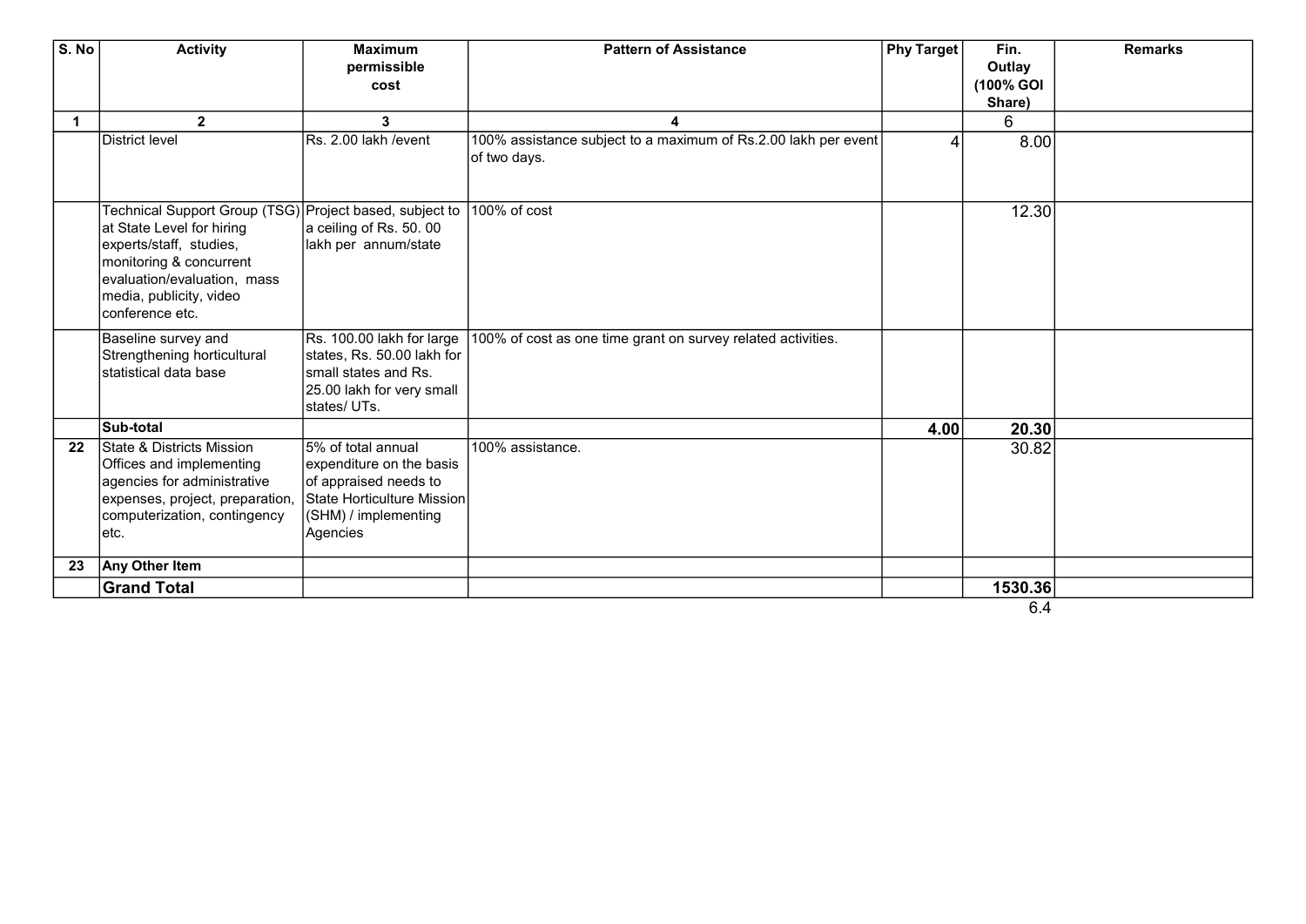| S. No | Activity | Maximum permissible cost | Pattern of Assistance | Phy Target | Fin. Outlay (100% GOI Share) | Remarks |
|---|---|---|---|---|---|---|
| 1 | 2 | 3 | 4 | | 6 | |
| | District level | Rs. 2.00 lakh /event | 100% assistance subject to a maximum of Rs.2.00 lakh per event of two days. | 4 | 8.00 | |
| | Technical Support Group (TSG) at State Level for hiring experts/staff, studies, monitoring & concurrent evaluation/evaluation, mass media, publicity, video conference etc. | Project based, subject to a ceiling of Rs. 50. 00 lakh per annum/state | 100% of cost | | 12.30 | |
| | Baseline survey and Strengthening horticultural statistical data base | Rs. 100.00 lakh for large states, Rs. 50.00 lakh for small states and Rs. 25.00 lakh for very small states/ UTs. | 100% of cost as one time grant on survey related activities. | | | |
| | **Sub-total** | | | **4.00** | **20.30** | |
| 22 | State & Districts Mission Offices and implementing agencies for administrative expenses, project, preparation, computerization, contingency etc. | 5% of total annual expenditure on the basis of appraised needs to State Horticulture Mission (SHM) / implementing Agencies | 100% assistance. | | 30.82 | |
| 23 | **Any Other Item** | | | | | |
| | **Grand Total** | | | | **1530.36** | |

6.4